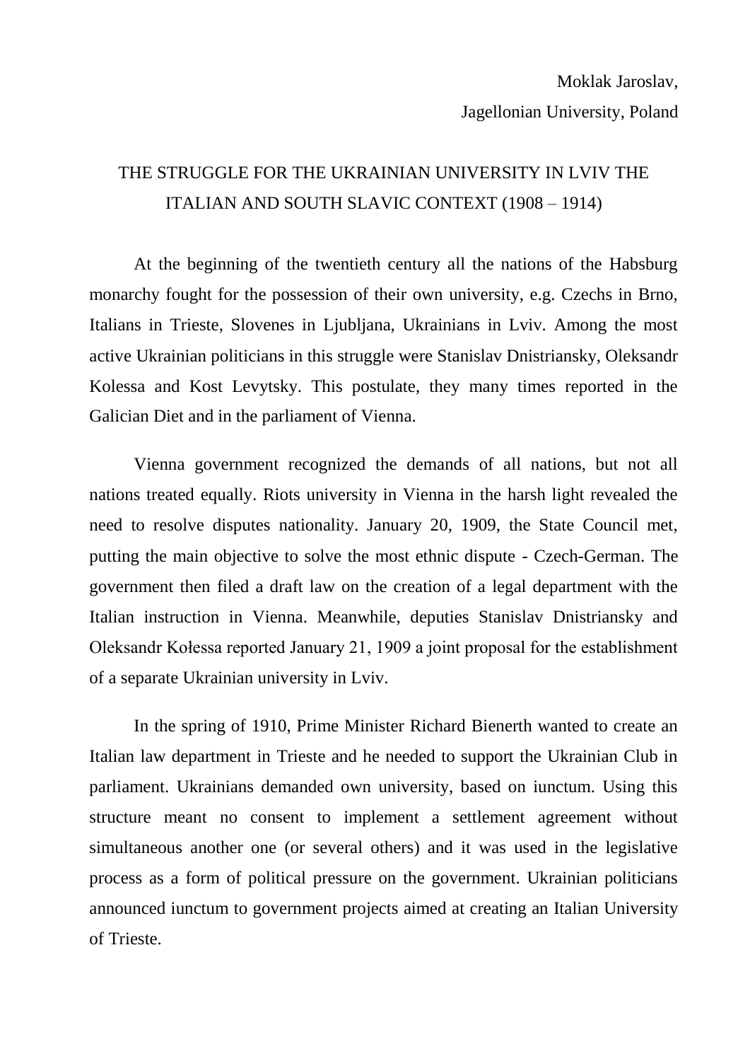Moklak Jaroslav,

Jagellonian University, Poland

# THE STRUGGLE FOR THE UKRAINIAN UNIVERSITY IN LVIV THE ITALIAN AND SOUTH SLAVIC CONTEXT (1908 – 1914)

At the beginning of the twentieth century all the nations of the Habsburg monarchy fought for the possession of their own university, e.g. Czechs in Brno, Italians in Trieste, Slovenes in Ljubljana, Ukrainians in Lviv. Among the most active Ukrainian politicians in this struggle were Stanislav Dnistriansky, Oleksandr Kolessa and Kost Levytsky. This postulate, they many times reported in the Galician Diet and in the parliament of Vienna.

Vienna government recognized the demands of all nations, but not all nations treated equally. Riots university in Vienna in the harsh light revealed the need to resolve disputes nationality. January 20, 1909, the State Council met, putting the main objective to solve the most ethnic dispute - Czech-German. The government then filed a draft law on the creation of a legal department with the Italian instruction in Vienna. Meanwhile, deputies Stanislav Dnistriansky and Oleksandr Kołessa reported January 21, 1909 a joint proposal for the establishment of a separate Ukrainian university in Lviv.

In the spring of 1910, Prime Minister Richard Bienerth wanted to create an Italian law department in Trieste and he needed to support the Ukrainian Club in parliament. Ukrainians demanded own university, based on iunctum. Using this structure meant no consent to implement a settlement agreement without simultaneous another one (or several others) and it was used in the legislative process as a form of political pressure on the government. Ukrainian politicians announced iunctum to government projects aimed at creating an Italian University of Trieste.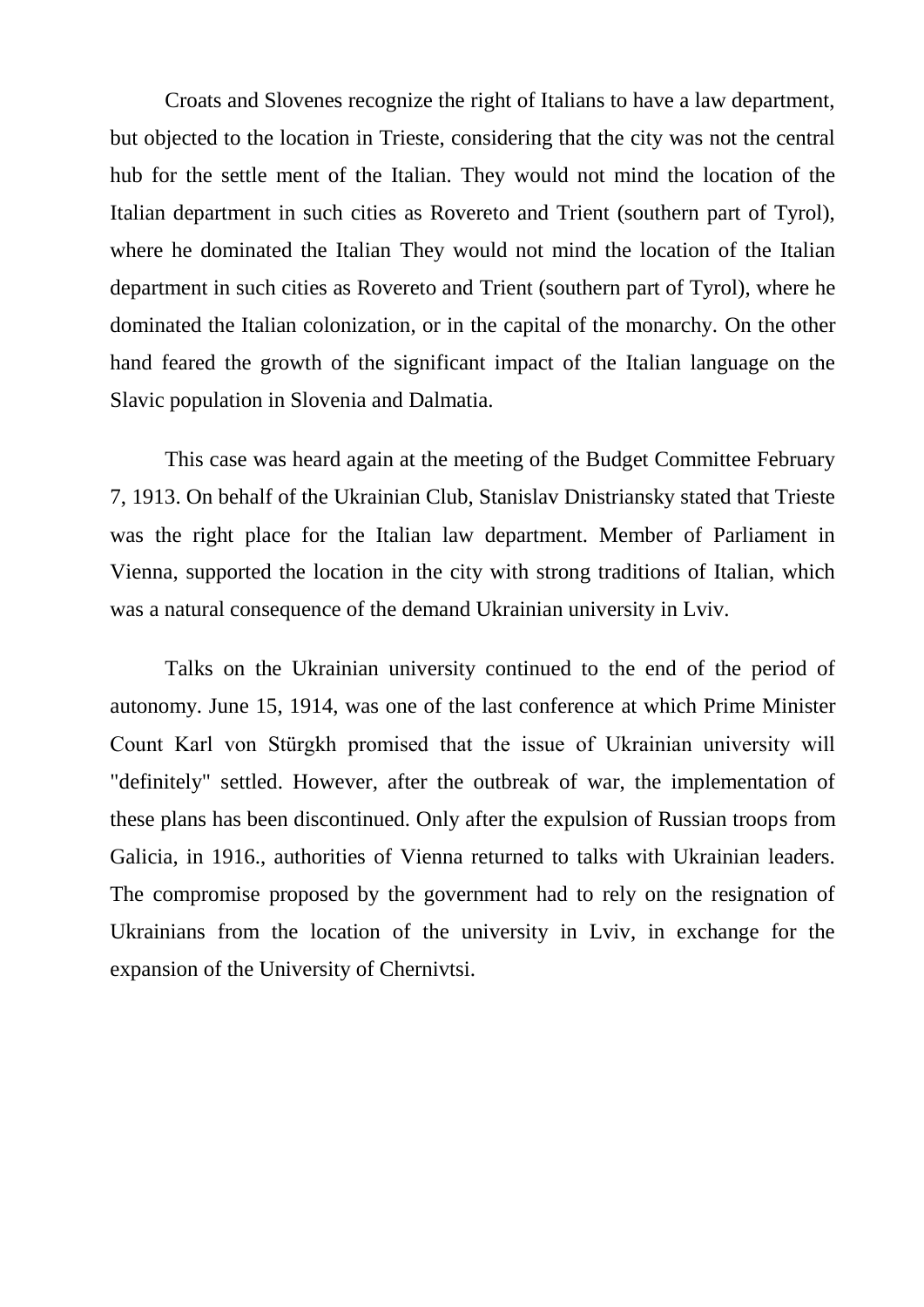Croats and Slovenes recognize the right of Italians to have a law department, but objected to the location in Trieste, considering that the city was not the central hub for the settle ment of the Italian. They would not mind the location of the Italian department in such cities as Rovereto and Trient (southern part of Tyrol), where he dominated the Italian They would not mind the location of the Italian department in such cities as Rovereto and Trient (southern part of Tyrol), where he dominated the Italian colonization, or in the capital of the monarchy. On the other hand feared the growth of the significant impact of the Italian language on the Slavic population in Slovenia and Dalmatia.

This case was heard again at the meeting of the Budget Committee February 7, 1913. On behalf of the Ukrainian Club, Stanislav Dnistriansky stated that Trieste was the right place for the Italian law department. Member of Parliament in Vienna, supported the location in the city with strong traditions of Italian, which was a natural consequence of the demand Ukrainian university in Lviv.

Talks on the Ukrainian university continued to the end of the period of autonomy. June 15, 1914, was one of the last conference at which Prime Minister Count Karl von Stürgkh promised that the issue of Ukrainian university will "definitely" settled. However, after the outbreak of war, the implementation of these plans has been discontinued. Only after the expulsion of Russian troops from Galicia, in 1916., authorities of Vienna returned to talks with Ukrainian leaders. The compromise proposed by the government had to rely on the resignation of Ukrainians from the location of the university in Lviv, in exchange for the expansion of the University of Chernivtsi.